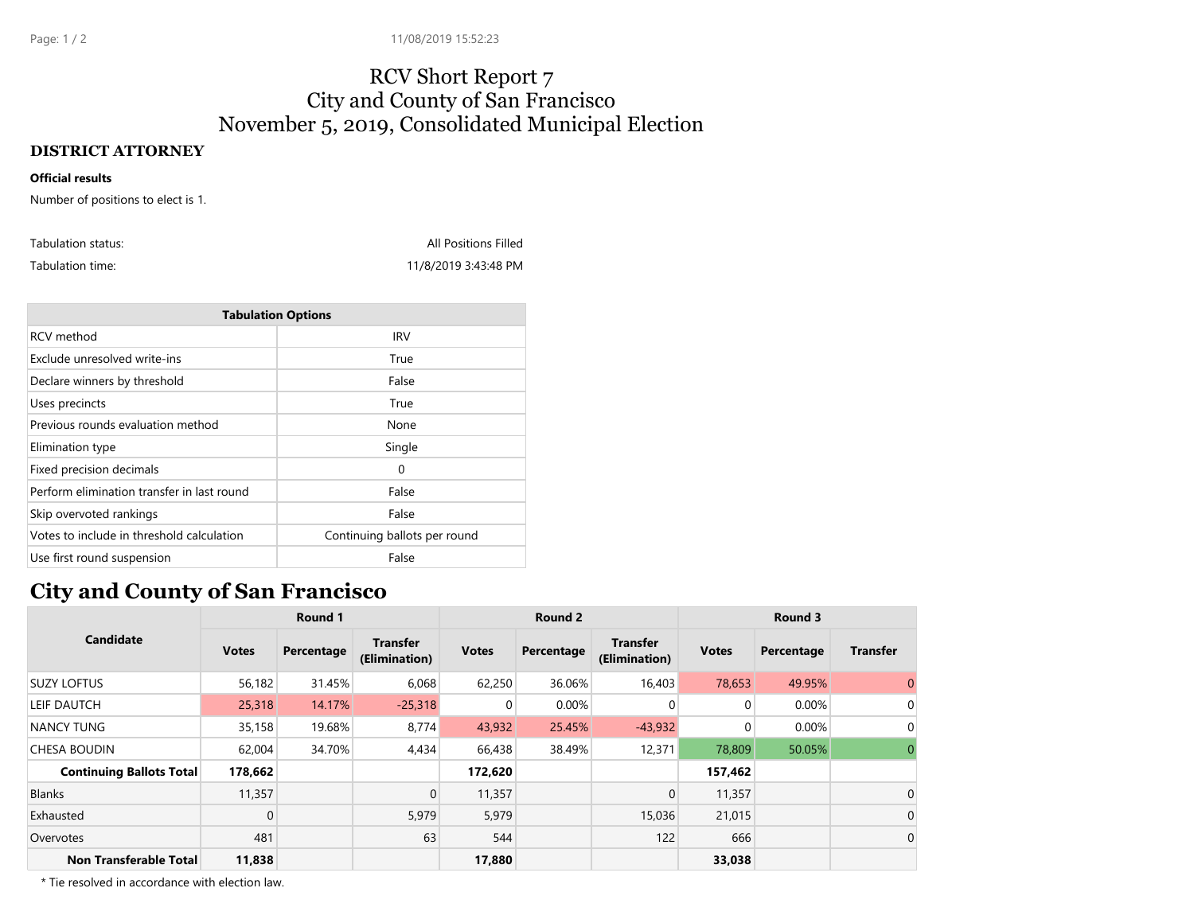# RCV Short Report 7
# City and County of San Francisco
# November 5, 2019, Consolidated Municipal Election

## DISTRICT ATTORNEY

**Official results**

Number of positions to elect is 1.

| | |
|---|---|
| Tabulation status: | All Positions Filled |
| Tabulation time: | 11/8/2019 3:43:48 PM |

| Tabulation Options | |
|---|---|
| RCV method | IRV |
| Exclude unresolved write-ins | True |
| Declare winners by threshold | False |
| Uses precincts | True |
| Previous rounds evaluation method | None |
| Elimination type | Single |
| Fixed precision decimals | 0 |
| Perform elimination transfer in last round | False |
| Skip overvoted rankings | False |
| Votes to include in threshold calculation | Continuing ballots per round |
| Use first round suspension | False |

## City and County of San Francisco

| Candidate | Round 1 | | | Round 2 | | | Round 3 | | |
|---|---|---|---|---|---|---|---|---|---|
| | Votes | Percentage | Transfer (Elimination) | Votes | Percentage | Transfer (Elimination) | Votes | Percentage | Transfer |
| SUZY LOFTUS | 56,182 | 31.45% | 6,068 | 62,250 | 36.06% | 16,403 | 78,653 | 49.95% | 0 |
| LEIF DAUTCH | 25,318 | 14.17% | -25,318 | 0 | 0.00% | 0 | 0 | 0.00% | 0 |
| NANCY TUNG | 35,158 | 19.68% | 8,774 | 43,932 | 25.45% | -43,932 | 0 | 0.00% | 0 |
| CHESA BOUDIN | 62,004 | 34.70% | 4,434 | 66,438 | 38.49% | 12,371 | 78,809 | 50.05% | 0 |
| **Continuing Ballots Total** | **178,662** | | | **172,620** | | | **157,462** | | |
| Blanks | 11,357 | | 0 | 11,357 | | 0 | 11,357 | | 0 |
| Exhausted | 0 | | 5,979 | 5,979 | | 15,036 | 21,015 | | 0 |
| Overvotes | 481 | | 63 | 544 | | 122 | 666 | | 0 |
| **Non Transferable Total** | **11,838** | | | **17,880** | | | **33,038** | | |

\* Tie resolved in accordance with election law.